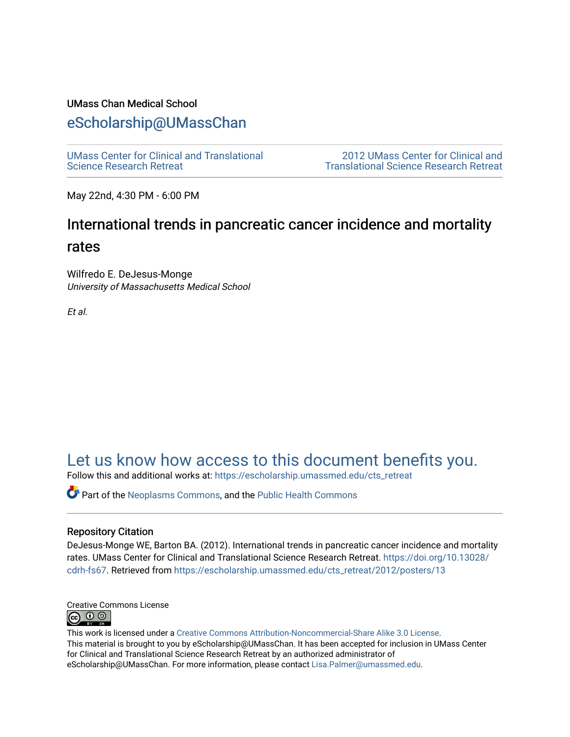UMass Chan Medical School

## eScholarship@UMassChan

UMass Center for Clinical and Translational Science Research Retreat

2012 UMass Center for Clinical and Translational Science Research Retreat

May 22nd, 4:30 PM - 6:00 PM

# International trends in pancreatic cancer incidence and mortality rates

Wilfredo E. DeJesus-Monge
*University of Massachusetts Medical School*

*Et al.*

## Let us know how access to this document benefits you.

Follow this and additional works at: https://escholarship.umassmed.edu/cts_retreat

Part of the Neoplasms Commons, and the Public Health Commons

### Repository Citation

DeJesus-Monge WE, Barton BA. (2012). International trends in pancreatic cancer incidence and mortality rates. UMass Center for Clinical and Translational Science Research Retreat. https://doi.org/10.13028/cdrh-fs67. Retrieved from https://escholarship.umassmed.edu/cts_retreat/2012/posters/13

Creative Commons License

This work is licensed under a Creative Commons Attribution-Noncommercial-Share Alike 3.0 License.
This material is brought to you by eScholarship@UMassChan. It has been accepted for inclusion in UMass Center for Clinical and Translational Science Research Retreat by an authorized administrator of eScholarship@UMassChan. For more information, please contact Lisa.Palmer@umassmed.edu.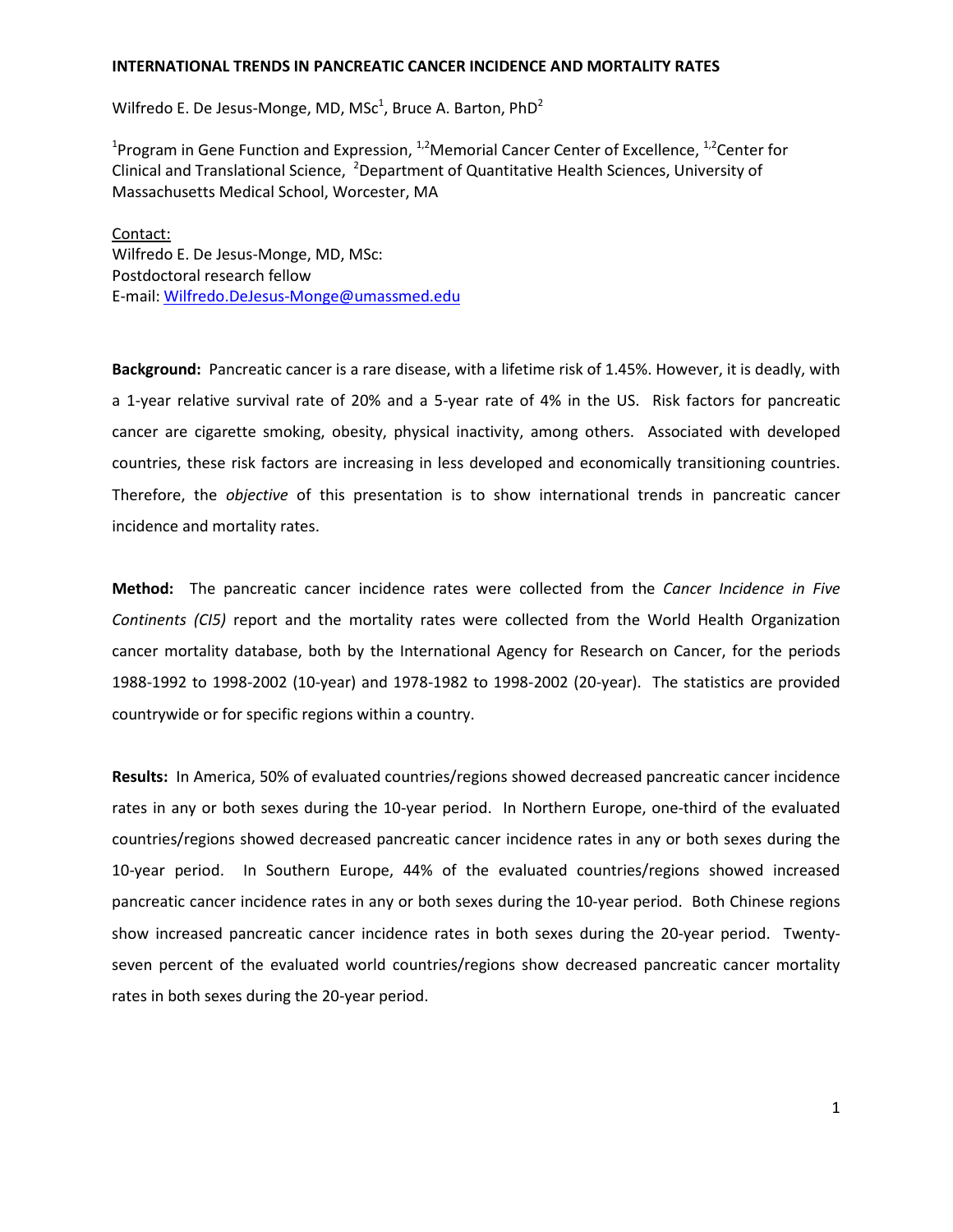**INTERNATIONAL TRENDS IN PANCREATIC CANCER INCIDENCE AND MORTALITY RATES**

Wilfredo E. De Jesus-Monge, MD, MSc[1], Bruce A. Barton, PhD[2]

[1]Program in Gene Function and Expression, [1,2]Memorial Cancer Center of Excellence, [1,2]Center for Clinical and Translational Science, [2]Department of Quantitative Health Sciences, University of Massachusetts Medical School, Worcester, MA

Contact:
Wilfredo E. De Jesus-Monge, MD, MSc:
Postdoctoral research fellow
E-mail: Wilfredo.DeJesus-Monge@umassmed.edu

**Background:** Pancreatic cancer is a rare disease, with a lifetime risk of 1.45%. However, it is deadly, with a 1-year relative survival rate of 20% and a 5-year rate of 4% in the US. Risk factors for pancreatic cancer are cigarette smoking, obesity, physical inactivity, among others. Associated with developed countries, these risk factors are increasing in less developed and economically transitioning countries. Therefore, the *objective* of this presentation is to show international trends in pancreatic cancer incidence and mortality rates.

**Method:** The pancreatic cancer incidence rates were collected from the *Cancer Incidence in Five Continents (CI5)* report and the mortality rates were collected from the World Health Organization cancer mortality database, both by the International Agency for Research on Cancer, for the periods 1988-1992 to 1998-2002 (10-year) and 1978-1982 to 1998-2002 (20-year). The statistics are provided countrywide or for specific regions within a country.

**Results:** In America, 50% of evaluated countries/regions showed decreased pancreatic cancer incidence rates in any or both sexes during the 10-year period. In Northern Europe, one-third of the evaluated countries/regions showed decreased pancreatic cancer incidence rates in any or both sexes during the 10-year period. In Southern Europe, 44% of the evaluated countries/regions showed increased pancreatic cancer incidence rates in any or both sexes during the 10-year period. Both Chinese regions show increased pancreatic cancer incidence rates in both sexes during the 20-year period. Twenty-seven percent of the evaluated world countries/regions show decreased pancreatic cancer mortality rates in both sexes during the 20-year period.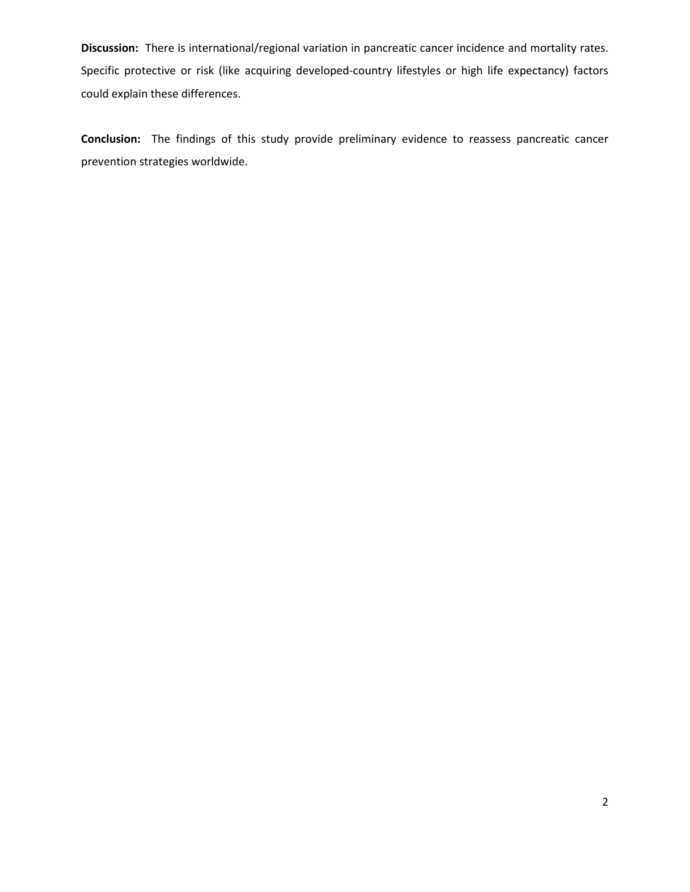**Discussion:** There is international/regional variation in pancreatic cancer incidence and mortality rates. Specific protective or risk (like acquiring developed-country lifestyles or high life expectancy) factors could explain these differences.

**Conclusion:** The findings of this study provide preliminary evidence to reassess pancreatic cancer prevention strategies worldwide.